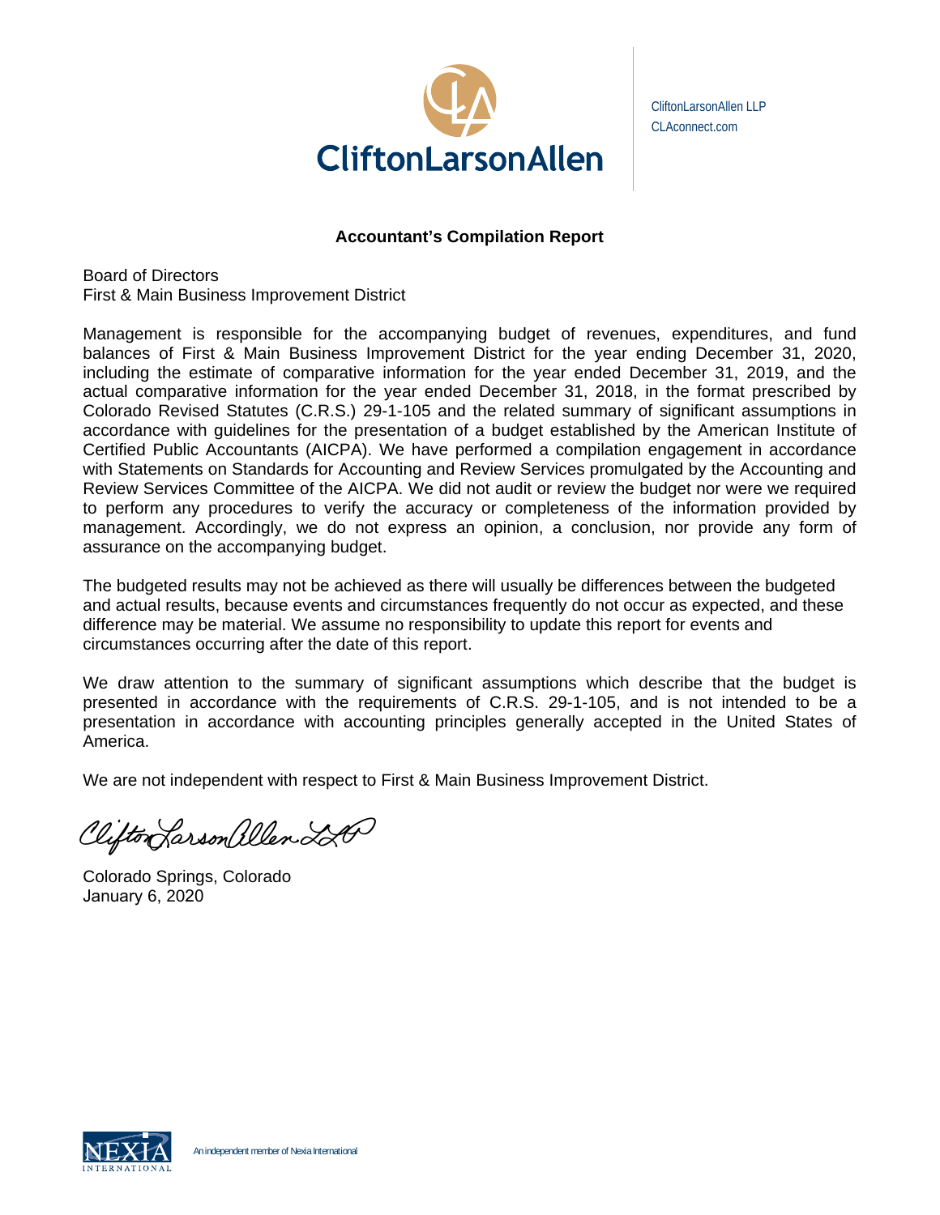CliftonLarsonAllen

CliftonLarsonAllen LLP
CLAconnect.com

## Accountant's Compilation Report

Board of Directors
First & Main Business Improvement District

Management is responsible for the accompanying budget of revenues, expenditures, and fund balances of First & Main Business Improvement District for the year ending December 31, 2020, including the estimate of comparative information for the year ended December 31, 2019, and the actual comparative information for the year ended December 31, 2018, in the format prescribed by Colorado Revised Statutes (C.R.S.) 29-1-105 and the related summary of significant assumptions in accordance with guidelines for the presentation of a budget established by the American Institute of Certified Public Accountants (AICPA). We have performed a compilation engagement in accordance with Statements on Standards for Accounting and Review Services promulgated by the Accounting and Review Services Committee of the AICPA. We did not audit or review the budget nor were we required to perform any procedures to verify the accuracy or completeness of the information provided by management. Accordingly, we do not express an opinion, a conclusion, nor provide any form of assurance on the accompanying budget.

The budgeted results may not be achieved as there will usually be differences between the budgeted and actual results, because events and circumstances frequently do not occur as expected, and these difference may be material. We assume no responsibility to update this report for events and circumstances occurring after the date of this report.

We draw attention to the summary of significant assumptions which describe that the budget is presented in accordance with the requirements of C.R.S. 29-1-105, and is not intended to be a presentation in accordance with accounting principles generally accepted in the United States of America.

We are not independent with respect to First & Main Business Improvement District.

*CliftonLarsonAllen LLP*

Colorado Springs, Colorado
January 6, 2020

NEXIA INTERNATIONAL — An independent member of Nexia International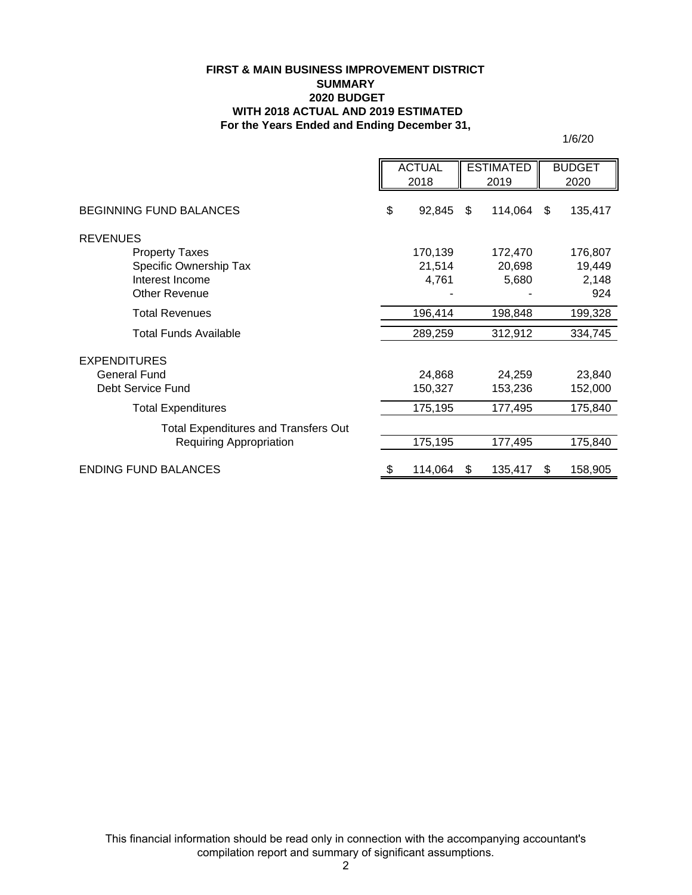**FIRST & MAIN BUSINESS IMPROVEMENT DISTRICT**
**SUMMARY**
**2020 BUDGET**
**WITH 2018 ACTUAL AND 2019 ESTIMATED**
**For the Years Ended and Ending December 31,**

1/6/20

| | ACTUAL 2018 | ESTIMATED 2019 | BUDGET 2020 |
|---|---|---|---|
| BEGINNING FUND BALANCES | $ 92,845 | $ 114,064 | $ 135,417 |
| REVENUES | | | |
| Property Taxes | 170,139 | 172,470 | 176,807 |
| Specific Ownership Tax | 21,514 | 20,698 | 19,449 |
| Interest Income | 4,761 | 5,680 | 2,148 |
| Other Revenue | - | - | 924 |
| Total Revenues | 196,414 | 198,848 | 199,328 |
| Total Funds Available | 289,259 | 312,912 | 334,745 |
| EXPENDITURES | | | |
| General Fund | 24,868 | 24,259 | 23,840 |
| Debt Service Fund | 150,327 | 153,236 | 152,000 |
| Total Expenditures | 175,195 | 177,495 | 175,840 |
| Total Expenditures and Transfers Out Requiring Appropriation | 175,195 | 177,495 | 175,840 |
| ENDING FUND BALANCES | $ 114,064 | $ 135,417 | $ 158,905 |

This financial information should be read only in connection with the accompanying accountant's compilation report and summary of significant assumptions.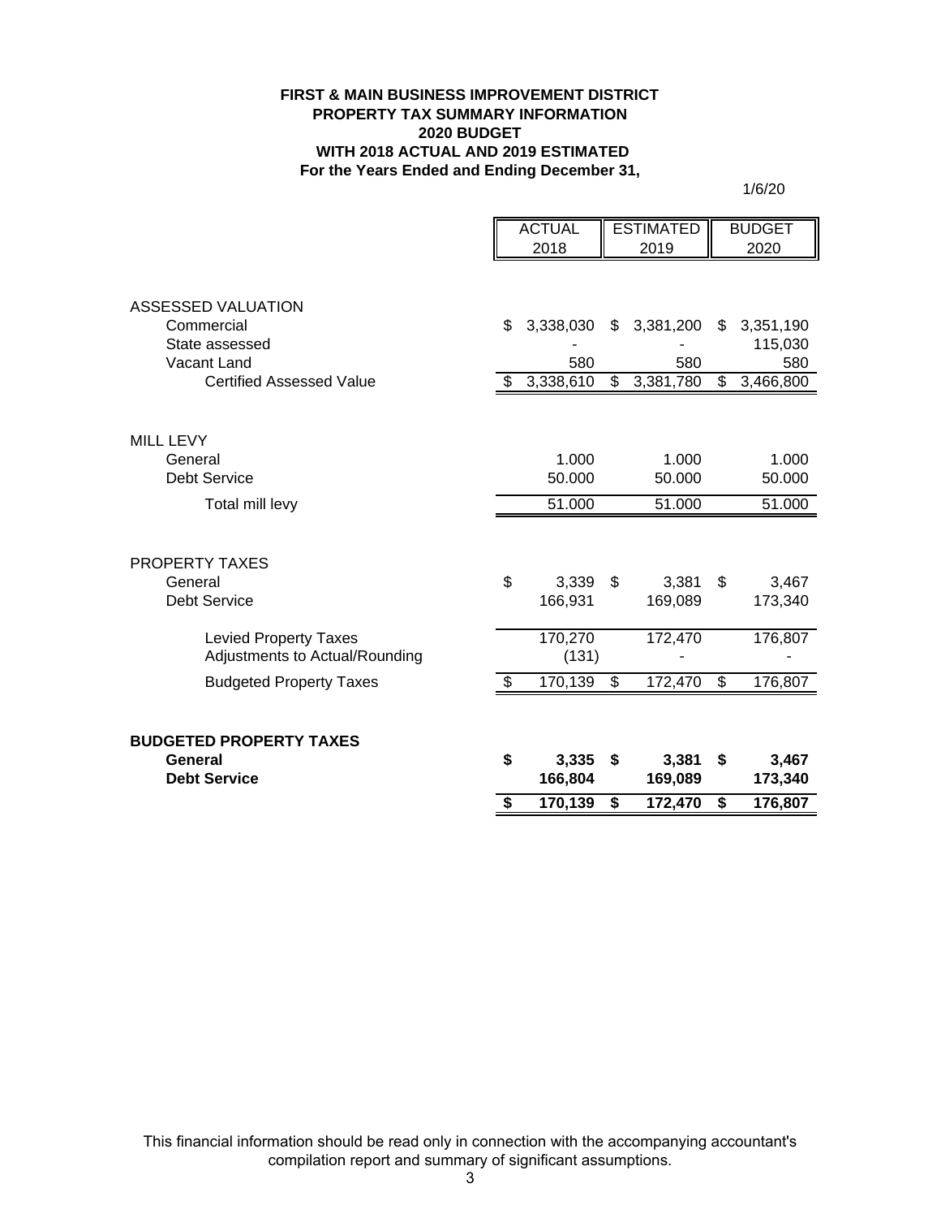**FIRST & MAIN BUSINESS IMPROVEMENT DISTRICT**
**PROPERTY TAX SUMMARY INFORMATION**
**2020 BUDGET**
**WITH 2018 ACTUAL AND 2019 ESTIMATED**
**For the Years Ended and Ending December 31,**

1/6/20

| | ACTUAL 2018 | ESTIMATED 2019 | BUDGET 2020 |
|---|---|---|---|
| ASSESSED VALUATION | | | |
| Commercial | $ 3,338,030 | $ 3,381,200 | $ 3,351,190 |
| State assessed | - | - | 115,030 |
| Vacant Land | 580 | 580 | 580 |
| Certified Assessed Value | $ 3,338,610 | $ 3,381,780 | $ 3,466,800 |
| MILL LEVY | | | |
| General | 1.000 | 1.000 | 1.000 |
| Debt Service | 50.000 | 50.000 | 50.000 |
| Total mill levy | 51.000 | 51.000 | 51.000 |
| PROPERTY TAXES | | | |
| General | $ 3,339 | $ 3,381 | $ 3,467 |
| Debt Service | 166,931 | 169,089 | 173,340 |
| Levied Property Taxes | 170,270 | 172,470 | 176,807 |
| Adjustments to Actual/Rounding | (131) | - | - |
| Budgeted Property Taxes | $ 170,139 | $ 172,470 | $ 176,807 |
| **BUDGETED PROPERTY TAXES** | | | |
| **General** | **$ 3,335** | **$ 3,381** | **$ 3,467** |
| **Debt Service** | **166,804** | **169,089** | **173,340** |
| | **$ 170,139** | **$ 172,470** | **$ 176,807** |

This financial information should be read only in connection with the accompanying accountant's compilation report and summary of significant assumptions.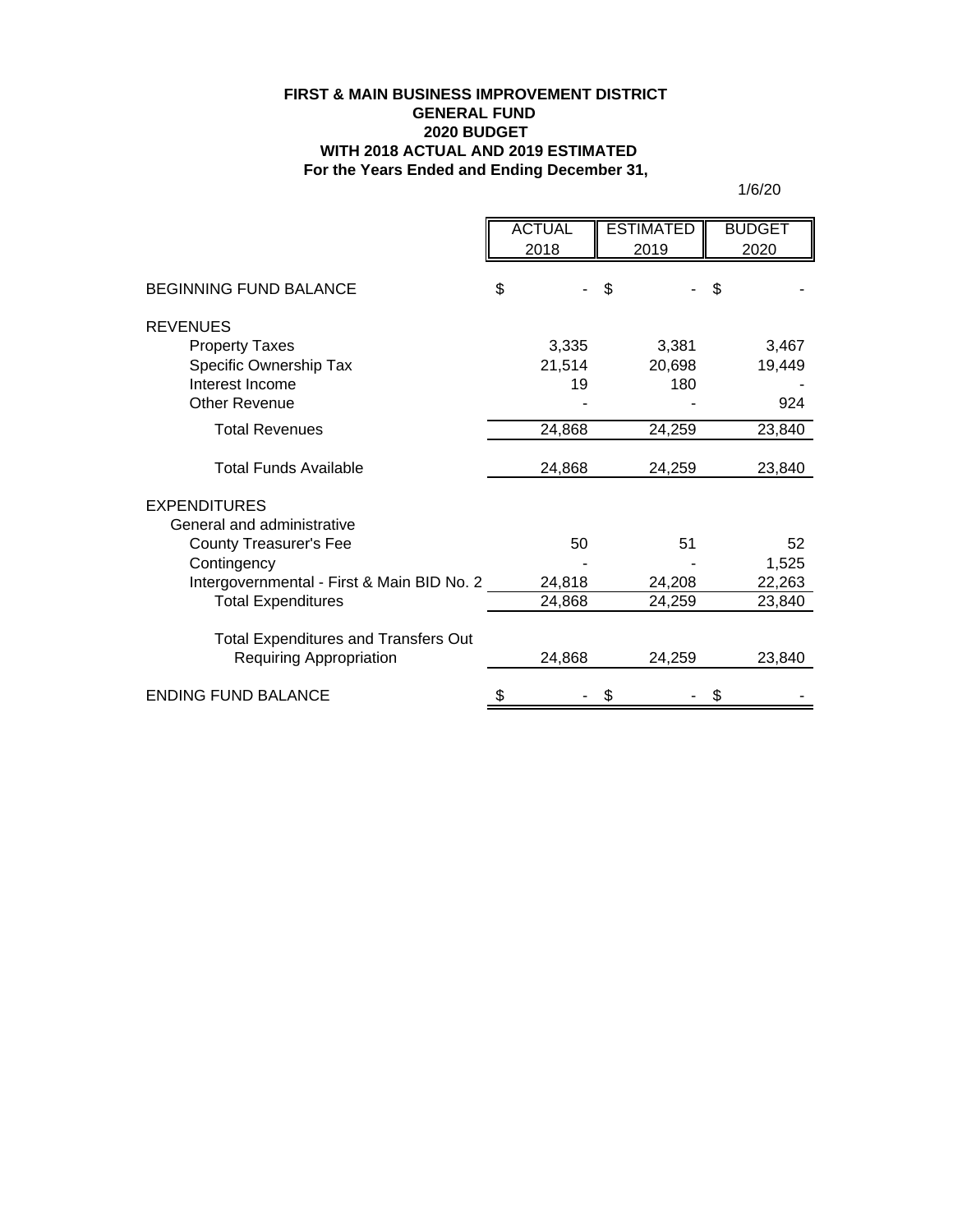**FIRST & MAIN BUSINESS IMPROVEMENT DISTRICT**
**GENERAL FUND**
**2020 BUDGET**
**WITH 2018 ACTUAL AND 2019 ESTIMATED**
**For the Years Ended and Ending December 31,**

1/6/20

| | ACTUAL 2018 | ESTIMATED 2019 | BUDGET 2020 |
|---|---|---|---|
| BEGINNING FUND BALANCE | $ - | $ - | $ - |
| REVENUES | | | |
| Property Taxes | 3,335 | 3,381 | 3,467 |
| Specific Ownership Tax | 21,514 | 20,698 | 19,449 |
| Interest Income | 19 | 180 | - |
| Other Revenue | - | - | 924 |
| Total Revenues | 24,868 | 24,259 | 23,840 |
| Total Funds Available | 24,868 | 24,259 | 23,840 |
| EXPENDITURES | | | |
| General and administrative | | | |
| County Treasurer's Fee | 50 | 51 | 52 |
| Contingency | - | - | 1,525 |
| Intergovernmental - First & Main BID No. 2 | 24,818 | 24,208 | 22,263 |
| Total Expenditures | 24,868 | 24,259 | 23,840 |
| Total Expenditures and Transfers Out Requiring Appropriation | 24,868 | 24,259 | 23,840 |
| ENDING FUND BALANCE | $ - | $ - | $ - |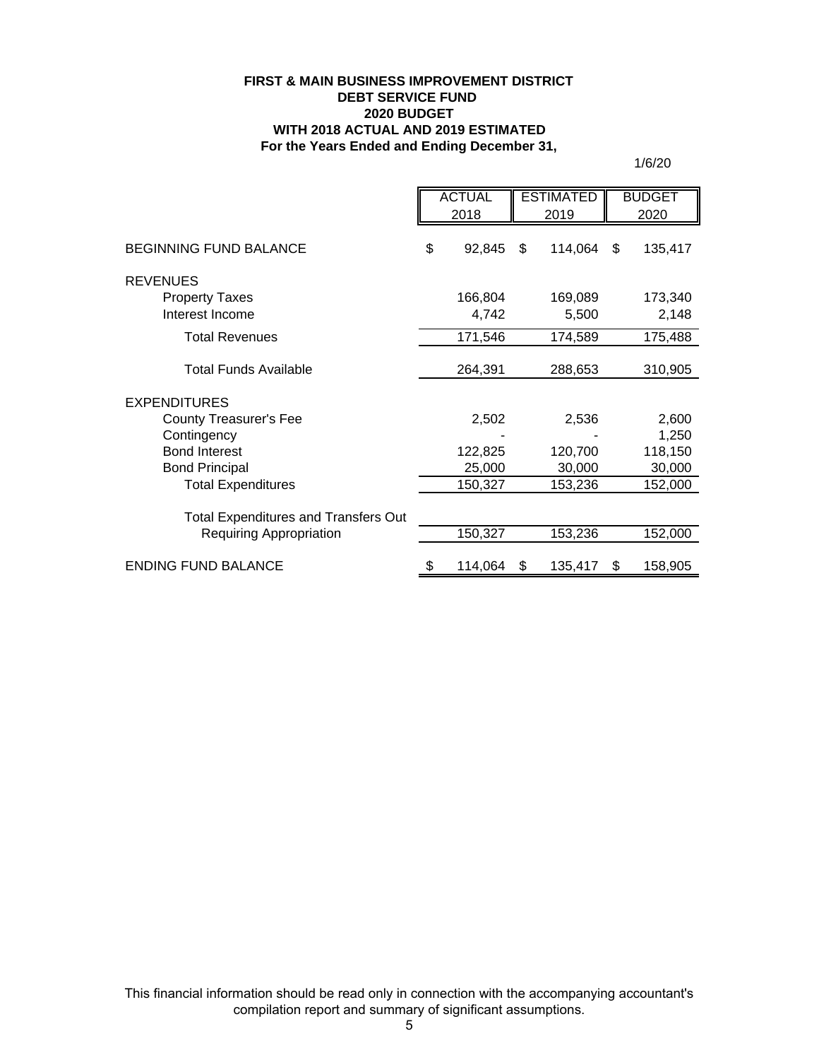**FIRST & MAIN BUSINESS IMPROVEMENT DISTRICT**
**DEBT SERVICE FUND**
**2020 BUDGET**
**WITH 2018 ACTUAL AND 2019 ESTIMATED**
**For the Years Ended and Ending December 31,**

1/6/20

| | ACTUAL 2018 | ESTIMATED 2019 | BUDGET 2020 |
|---|---|---|---|
| BEGINNING FUND BALANCE | $ 92,845 | $ 114,064 | $ 135,417 |
| REVENUES | | | |
| Property Taxes | 166,804 | 169,089 | 173,340 |
| Interest Income | 4,742 | 5,500 | 2,148 |
| Total Revenues | 171,546 | 174,589 | 175,488 |
| Total Funds Available | 264,391 | 288,653 | 310,905 |
| EXPENDITURES | | | |
| County Treasurer's Fee | 2,502 | 2,536 | 2,600 |
| Contingency | - | - | 1,250 |
| Bond Interest | 122,825 | 120,700 | 118,150 |
| Bond Principal | 25,000 | 30,000 | 30,000 |
| Total Expenditures | 150,327 | 153,236 | 152,000 |
| Total Expenditures and Transfers Out Requiring Appropriation | 150,327 | 153,236 | 152,000 |
| ENDING FUND BALANCE | $ 114,064 | $ 135,417 | $ 158,905 |

This financial information should be read only in connection with the accompanying accountant's compilation report and summary of significant assumptions.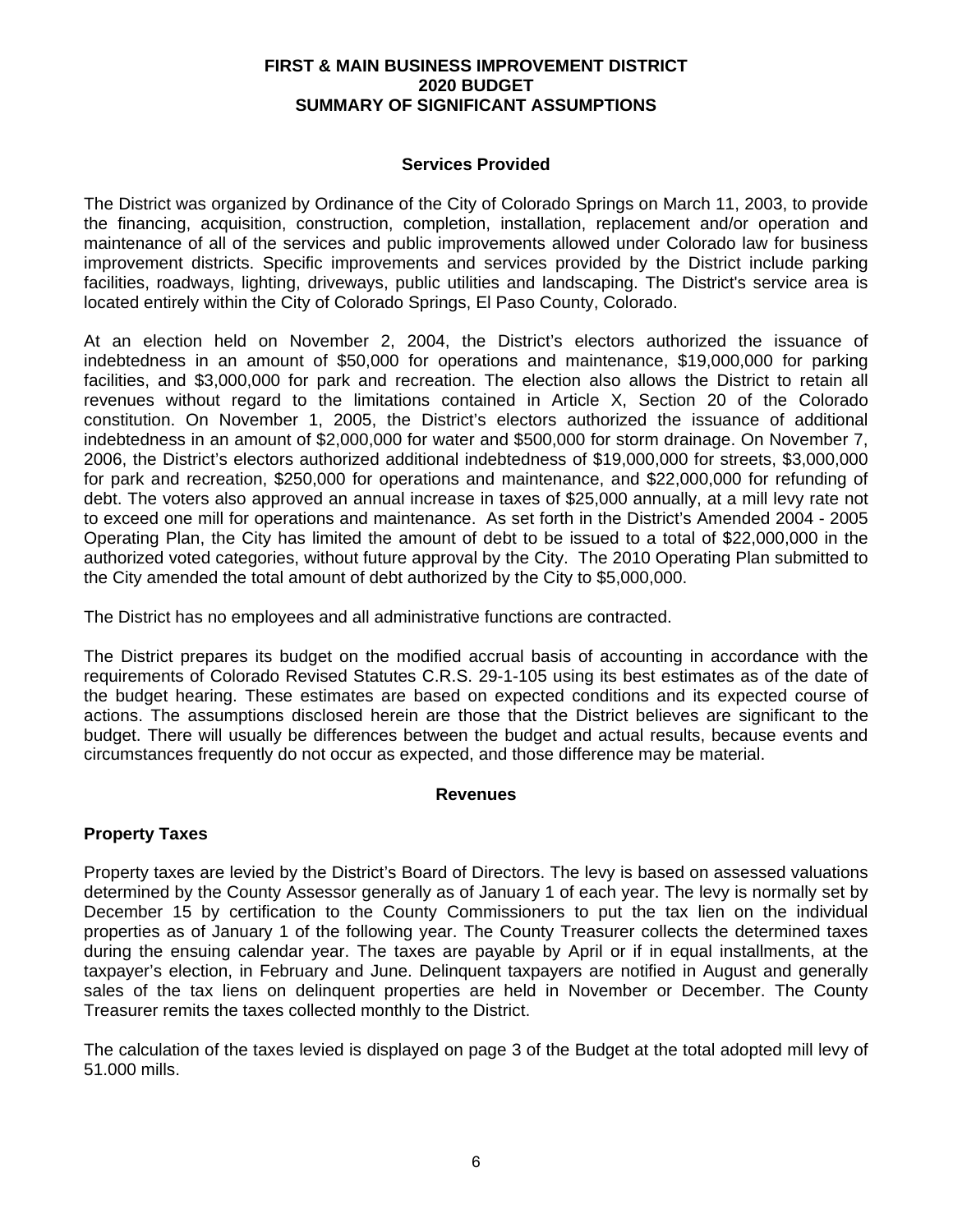# FIRST & MAIN BUSINESS IMPROVEMENT DISTRICT
# 2020 BUDGET
# SUMMARY OF SIGNIFICANT ASSUMPTIONS

## Services Provided

The District was organized by Ordinance of the City of Colorado Springs on March 11, 2003, to provide the financing, acquisition, construction, completion, installation, replacement and/or operation and maintenance of all of the services and public improvements allowed under Colorado law for business improvement districts. Specific improvements and services provided by the District include parking facilities, roadways, lighting, driveways, public utilities and landscaping. The District's service area is located entirely within the City of Colorado Springs, El Paso County, Colorado.

At an election held on November 2, 2004, the District's electors authorized the issuance of indebtedness in an amount of $50,000 for operations and maintenance, $19,000,000 for parking facilities, and $3,000,000 for park and recreation. The election also allows the District to retain all revenues without regard to the limitations contained in Article X, Section 20 of the Colorado constitution. On November 1, 2005, the District's electors authorized the issuance of additional indebtedness in an amount of $2,000,000 for water and $500,000 for storm drainage. On November 7, 2006, the District's electors authorized additional indebtedness of $19,000,000 for streets, $3,000,000 for park and recreation, $250,000 for operations and maintenance, and $22,000,000 for refunding of debt. The voters also approved an annual increase in taxes of $25,000 annually, at a mill levy rate not to exceed one mill for operations and maintenance. As set forth in the District's Amended 2004 - 2005 Operating Plan, the City has limited the amount of debt to be issued to a total of $22,000,000 in the authorized voted categories, without future approval by the City. The 2010 Operating Plan submitted to the City amended the total amount of debt authorized by the City to $5,000,000.

The District has no employees and all administrative functions are contracted.

The District prepares its budget on the modified accrual basis of accounting in accordance with the requirements of Colorado Revised Statutes C.R.S. 29-1-105 using its best estimates as of the date of the budget hearing. These estimates are based on expected conditions and its expected course of actions. The assumptions disclosed herein are those that the District believes are significant to the budget. There will usually be differences between the budget and actual results, because events and circumstances frequently do not occur as expected, and those difference may be material.

## Revenues

### Property Taxes

Property taxes are levied by the District's Board of Directors. The levy is based on assessed valuations determined by the County Assessor generally as of January 1 of each year. The levy is normally set by December 15 by certification to the County Commissioners to put the tax lien on the individual properties as of January 1 of the following year. The County Treasurer collects the determined taxes during the ensuing calendar year. The taxes are payable by April or if in equal installments, at the taxpayer's election, in February and June. Delinquent taxpayers are notified in August and generally sales of the tax liens on delinquent properties are held in November or December. The County Treasurer remits the taxes collected monthly to the District.

The calculation of the taxes levied is displayed on page 3 of the Budget at the total adopted mill levy of 51.000 mills.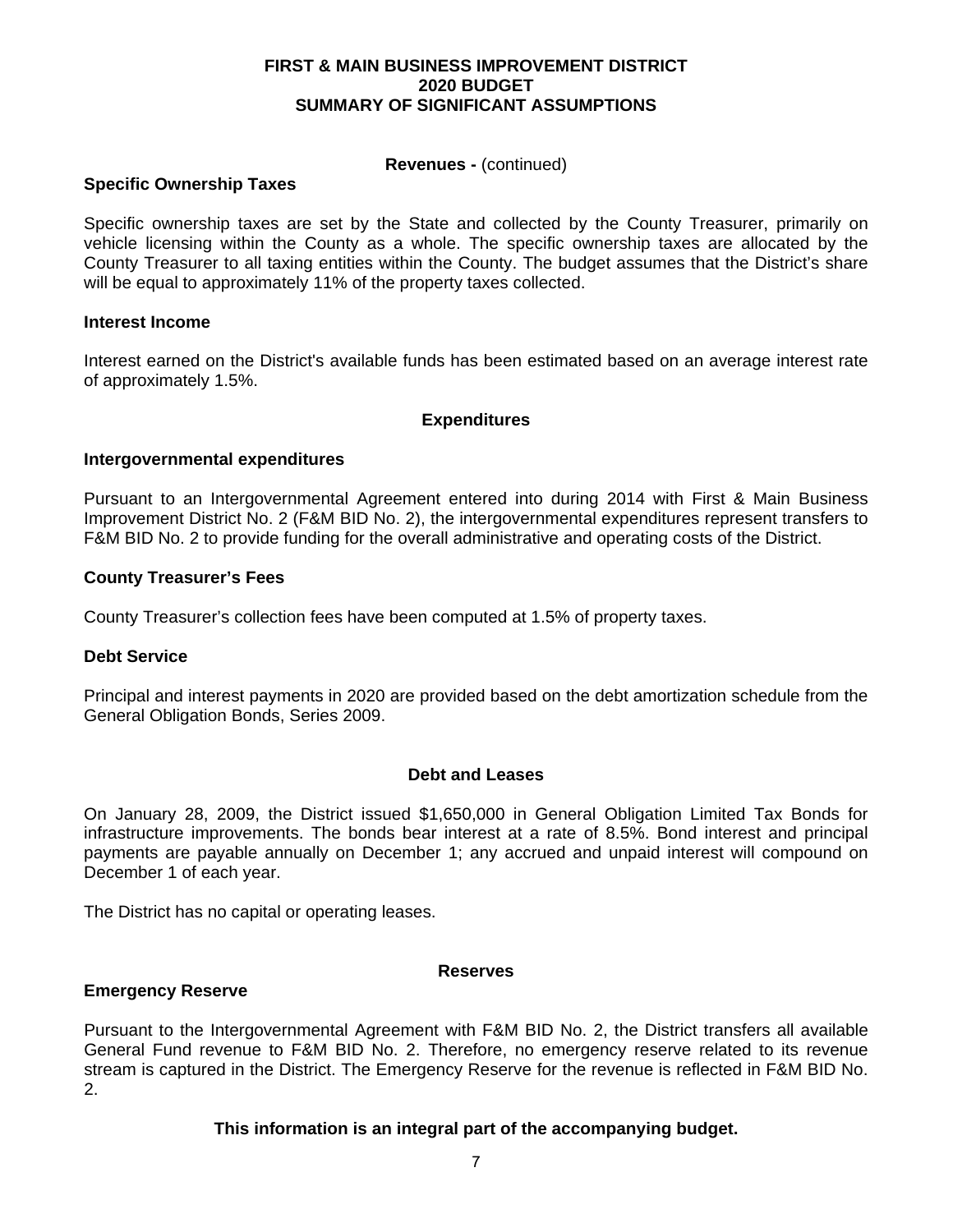# FIRST & MAIN BUSINESS IMPROVEMENT DISTRICT
# 2020 BUDGET
# SUMMARY OF SIGNIFICANT ASSUMPTIONS

**Revenues -** (continued)

**Specific Ownership Taxes**

Specific ownership taxes are set by the State and collected by the County Treasurer, primarily on vehicle licensing within the County as a whole. The specific ownership taxes are allocated by the County Treasurer to all taxing entities within the County. The budget assumes that the District's share will be equal to approximately 11% of the property taxes collected.

**Interest Income**

Interest earned on the District's available funds has been estimated based on an average interest rate of approximately 1.5%.

## Expenditures

**Intergovernmental expenditures**

Pursuant to an Intergovernmental Agreement entered into during 2014 with First & Main Business Improvement District No. 2 (F&M BID No. 2), the intergovernmental expenditures represent transfers to F&M BID No. 2 to provide funding for the overall administrative and operating costs of the District.

**County Treasurer's Fees**

County Treasurer's collection fees have been computed at 1.5% of property taxes.

**Debt Service**

Principal and interest payments in 2020 are provided based on the debt amortization schedule from the General Obligation Bonds, Series 2009.

## Debt and Leases

On January 28, 2009, the District issued $1,650,000 in General Obligation Limited Tax Bonds for infrastructure improvements. The bonds bear interest at a rate of 8.5%. Bond interest and principal payments are payable annually on December 1; any accrued and unpaid interest will compound on December 1 of each year.

The District has no capital or operating leases.

## Reserves

**Emergency Reserve**

Pursuant to the Intergovernmental Agreement with F&M BID No. 2, the District transfers all available General Fund revenue to F&M BID No. 2. Therefore, no emergency reserve related to its revenue stream is captured in the District. The Emergency Reserve for the revenue is reflected in F&M BID No. 2.

**This information is an integral part of the accompanying budget.**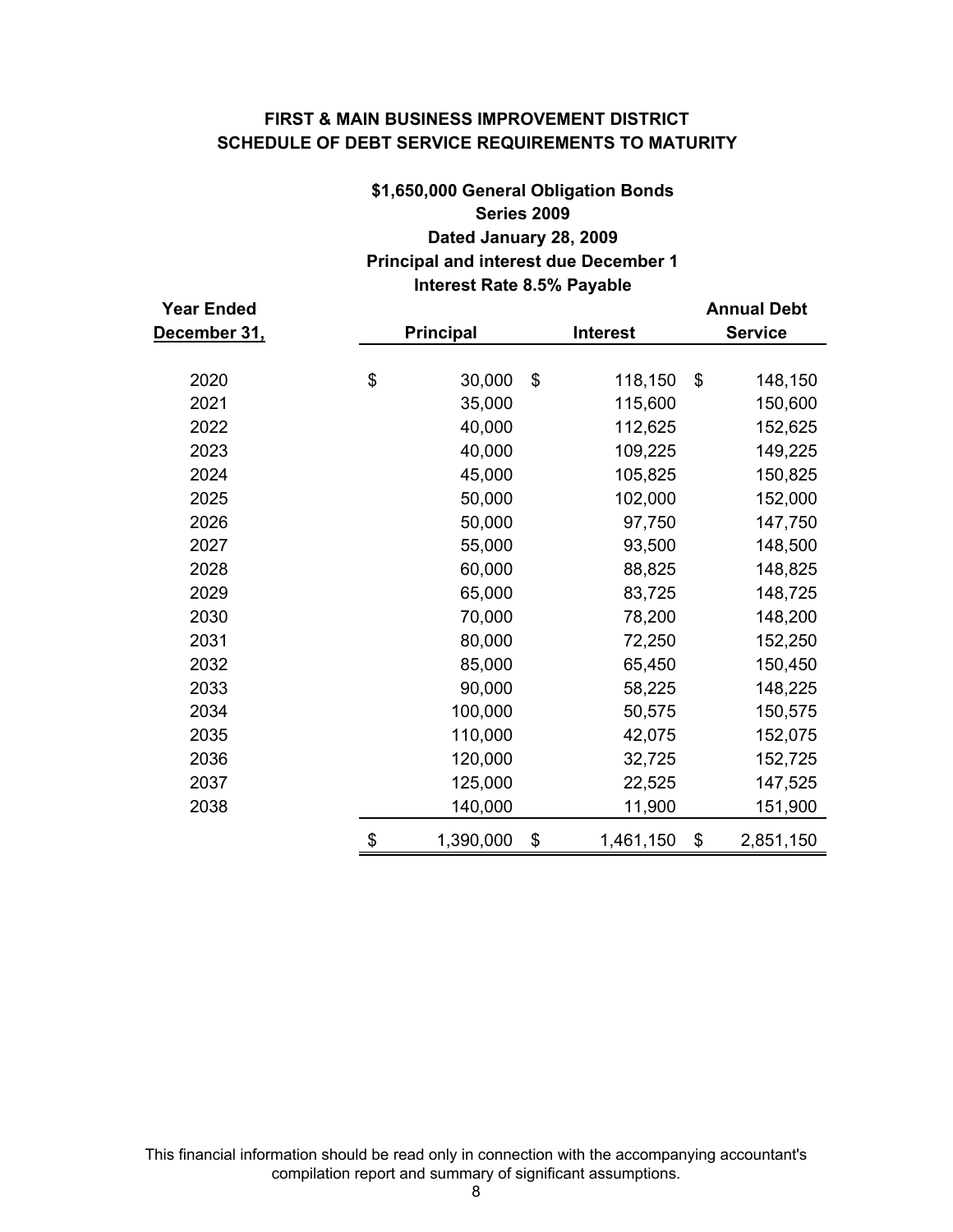**FIRST & MAIN BUSINESS IMPROVEMENT DISTRICT**
**SCHEDULE OF DEBT SERVICE REQUIREMENTS TO MATURITY**

**$1,650,000 General Obligation Bonds**
**Series 2009**
**Dated January 28, 2009**
**Principal and interest due December 1**
**Interest Rate 8.5% Payable**

| Year Ended December 31, | Principal | Interest | Annual Debt Service |
|---|---|---|---|
| 2020 | $ 30,000 | $ 118,150 | $ 148,150 |
| 2021 | 35,000 | 115,600 | 150,600 |
| 2022 | 40,000 | 112,625 | 152,625 |
| 2023 | 40,000 | 109,225 | 149,225 |
| 2024 | 45,000 | 105,825 | 150,825 |
| 2025 | 50,000 | 102,000 | 152,000 |
| 2026 | 50,000 | 97,750 | 147,750 |
| 2027 | 55,000 | 93,500 | 148,500 |
| 2028 | 60,000 | 88,825 | 148,825 |
| 2029 | 65,000 | 83,725 | 148,725 |
| 2030 | 70,000 | 78,200 | 148,200 |
| 2031 | 80,000 | 72,250 | 152,250 |
| 2032 | 85,000 | 65,450 | 150,450 |
| 2033 | 90,000 | 58,225 | 148,225 |
| 2034 | 100,000 | 50,575 | 150,575 |
| 2035 | 110,000 | 42,075 | 152,075 |
| 2036 | 120,000 | 32,725 | 152,725 |
| 2037 | 125,000 | 22,525 | 147,525 |
| 2038 | 140,000 | 11,900 | 151,900 |
| | $ 1,390,000 | $ 1,461,150 | $ 2,851,150 |

This financial information should be read only in connection with the accompanying accountant's compilation report and summary of significant assumptions.